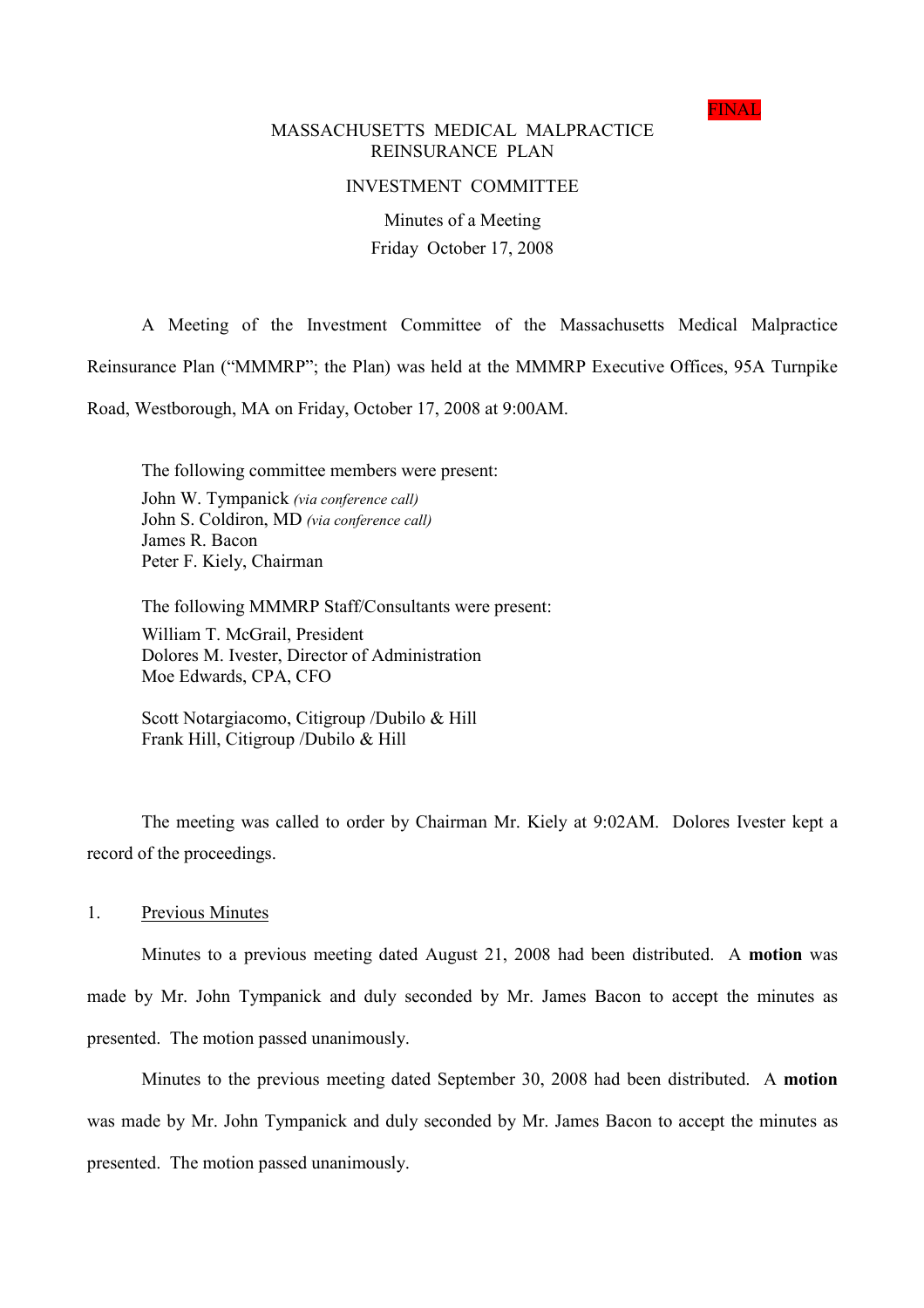FINAL

# MASSACHUSETTS MEDICAL MALPRACTICE REINSURANCE PLAN

## INVESTMENT COMMITTEE

Minutes of a Meeting

Friday October 17, 2008

A Meeting of the Investment Committee of the Massachusetts Medical Malpractice Reinsurance Plan ("MMMRP"; the Plan) was held at the MMMRP Executive Offices, 95A Turnpike Road, Westborough, MA on Friday, October 17, 2008 at 9:00AM.

The following committee members were present:

John W. Tympanick *(via conference call)*
John S. Coldiron, MD *(via conference call)*
James R. Bacon
Peter F. Kiely, Chairman

The following MMMRP Staff/Consultants were present:

William T. McGrail, President
Dolores M. Ivester, Director of Administration
Moe Edwards, CPA, CFO

Scott Notargiacomo, Citigroup /Dubilo & Hill
Frank Hill, Citigroup /Dubilo & Hill

The meeting was called to order by Chairman Mr. Kiely at 9:02AM. Dolores Ivester kept a record of the proceedings.

1. Previous Minutes

Minutes to a previous meeting dated August 21, 2008 had been distributed. A **motion** was made by Mr. John Tympanick and duly seconded by Mr. James Bacon to accept the minutes as presented. The motion passed unanimously.

Minutes to the previous meeting dated September 30, 2008 had been distributed. A **motion** was made by Mr. John Tympanick and duly seconded by Mr. James Bacon to accept the minutes as presented. The motion passed unanimously.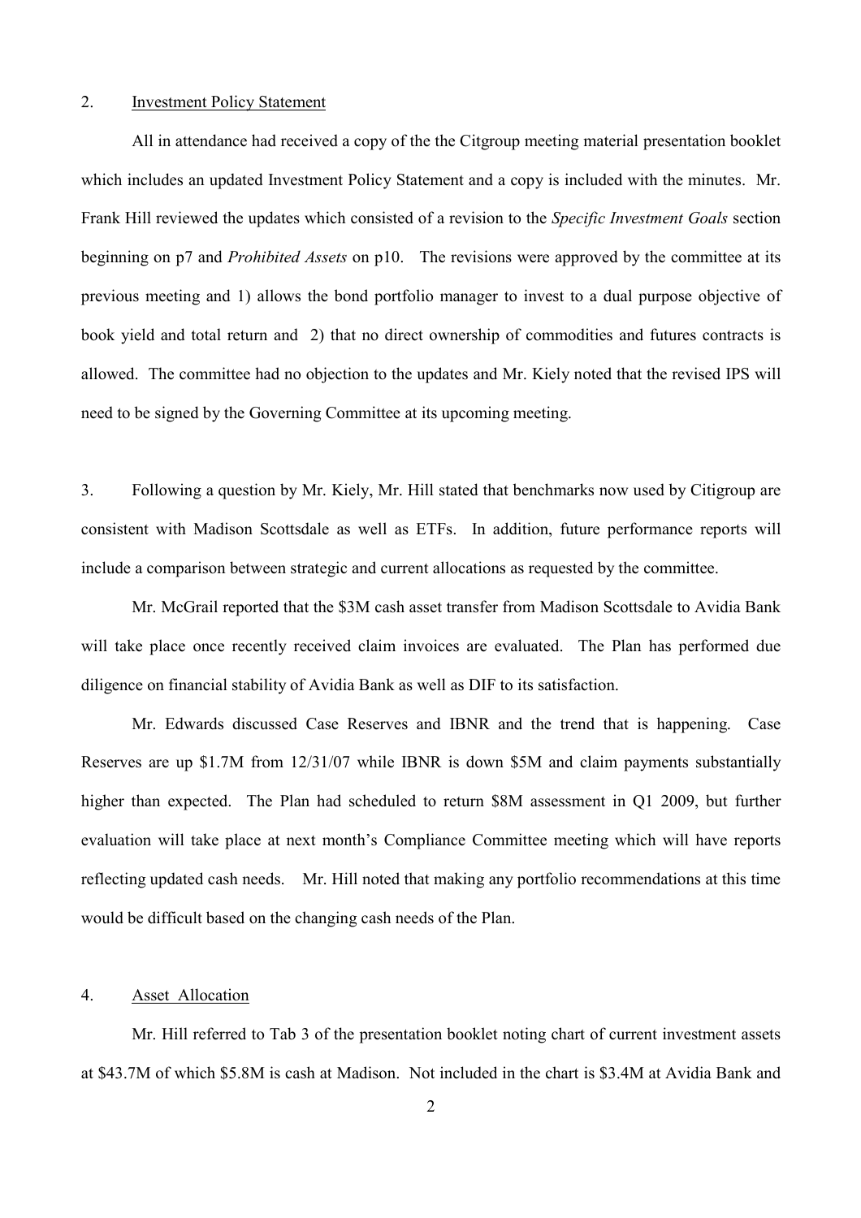2. Investment Policy Statement

All in attendance had received a copy of the the Citgroup meeting material presentation booklet which includes an updated Investment Policy Statement and a copy is included with the minutes. Mr. Frank Hill reviewed the updates which consisted of a revision to the *Specific Investment Goals* section beginning on p7 and *Prohibited Assets* on p10. The revisions were approved by the committee at its previous meeting and 1) allows the bond portfolio manager to invest to a dual purpose objective of book yield and total return and 2) that no direct ownership of commodities and futures contracts is allowed. The committee had no objection to the updates and Mr. Kiely noted that the revised IPS will need to be signed by the Governing Committee at its upcoming meeting.

3. Following a question by Mr. Kiely, Mr. Hill stated that benchmarks now used by Citigroup are consistent with Madison Scottsdale as well as ETFs. In addition, future performance reports will include a comparison between strategic and current allocations as requested by the committee.

Mr. McGrail reported that the $3M cash asset transfer from Madison Scottsdale to Avidia Bank will take place once recently received claim invoices are evaluated. The Plan has performed due diligence on financial stability of Avidia Bank as well as DIF to its satisfaction.

Mr. Edwards discussed Case Reserves and IBNR and the trend that is happening. Case Reserves are up $1.7M from 12/31/07 while IBNR is down $5M and claim payments substantially higher than expected. The Plan had scheduled to return $8M assessment in Q1 2009, but further evaluation will take place at next month's Compliance Committee meeting which will have reports reflecting updated cash needs. Mr. Hill noted that making any portfolio recommendations at this time would be difficult based on the changing cash needs of the Plan.

4. Asset Allocation

Mr. Hill referred to Tab 3 of the presentation booklet noting chart of current investment assets at $43.7M of which $5.8M is cash at Madison. Not included in the chart is $3.4M at Avidia Bank and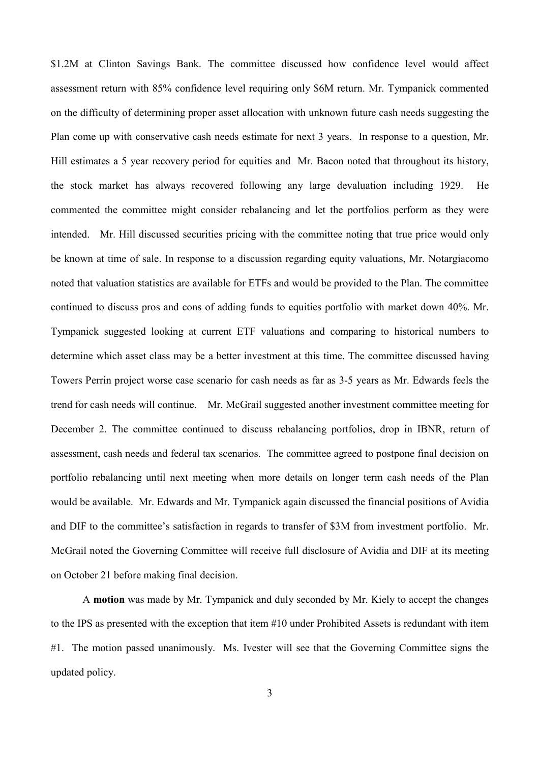$1.2M at Clinton Savings Bank. The committee discussed how confidence level would affect assessment return with 85% confidence level requiring only $6M return. Mr. Tympanick commented on the difficulty of determining proper asset allocation with unknown future cash needs suggesting the Plan come up with conservative cash needs estimate for next 3 years. In response to a question, Mr. Hill estimates a 5 year recovery period for equities and Mr. Bacon noted that throughout its history, the stock market has always recovered following any large devaluation including 1929. He commented the committee might consider rebalancing and let the portfolios perform as they were intended. Mr. Hill discussed securities pricing with the committee noting that true price would only be known at time of sale. In response to a discussion regarding equity valuations, Mr. Notargiacomo noted that valuation statistics are available for ETFs and would be provided to the Plan. The committee continued to discuss pros and cons of adding funds to equities portfolio with market down 40%. Mr. Tympanick suggested looking at current ETF valuations and comparing to historical numbers to determine which asset class may be a better investment at this time. The committee discussed having Towers Perrin project worse case scenario for cash needs as far as 3-5 years as Mr. Edwards feels the trend for cash needs will continue. Mr. McGrail suggested another investment committee meeting for December 2. The committee continued to discuss rebalancing portfolios, drop in IBNR, return of assessment, cash needs and federal tax scenarios. The committee agreed to postpone final decision on portfolio rebalancing until next meeting when more details on longer term cash needs of the Plan would be available. Mr. Edwards and Mr. Tympanick again discussed the financial positions of Avidia and DIF to the committee's satisfaction in regards to transfer of $3M from investment portfolio. Mr. McGrail noted the Governing Committee will receive full disclosure of Avidia and DIF at its meeting on October 21 before making final decision.

A **motion** was made by Mr. Tympanick and duly seconded by Mr. Kiely to accept the changes to the IPS as presented with the exception that item #10 under Prohibited Assets is redundant with item #1. The motion passed unanimously. Ms. Ivester will see that the Governing Committee signs the updated policy.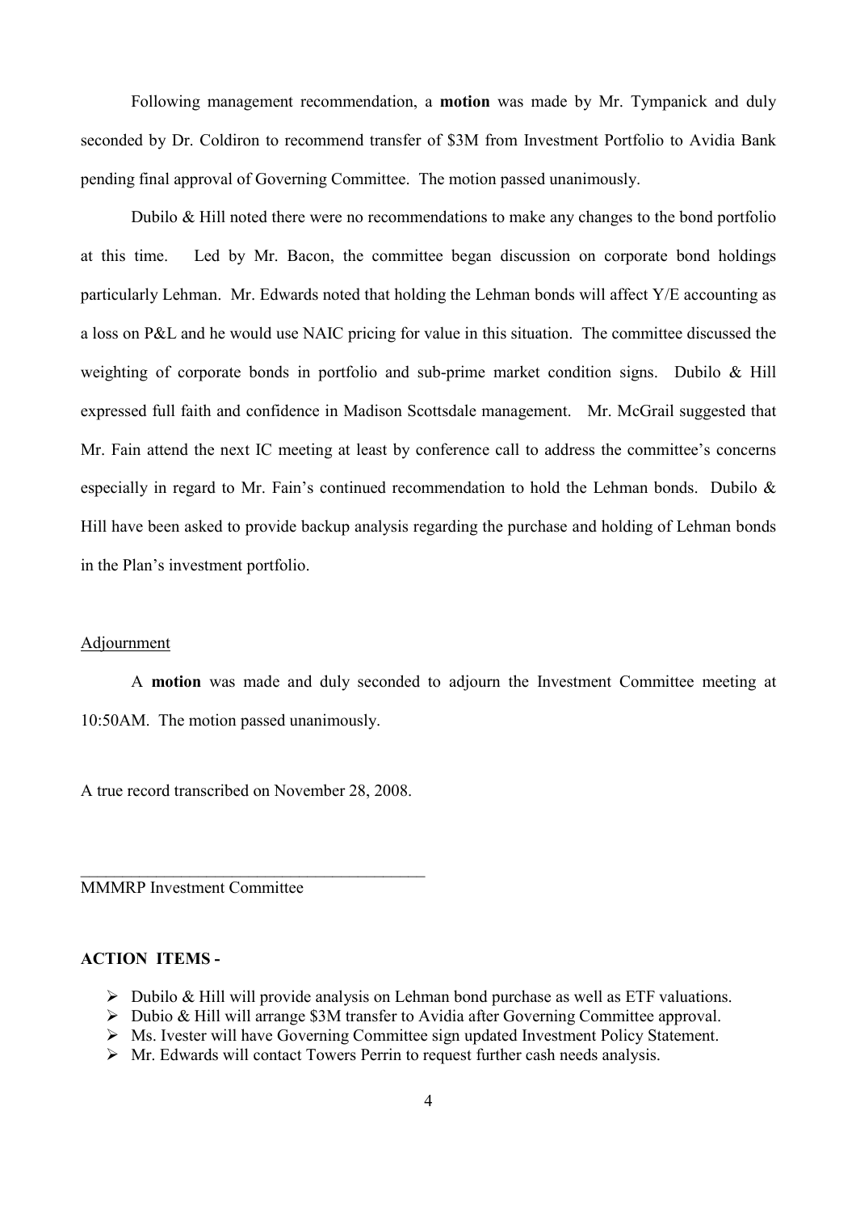Following management recommendation, a **motion** was made by Mr. Tympanick and duly seconded by Dr. Coldiron to recommend transfer of $3M from Investment Portfolio to Avidia Bank pending final approval of Governing Committee. The motion passed unanimously.

Dubilo & Hill noted there were no recommendations to make any changes to the bond portfolio at this time. Led by Mr. Bacon, the committee began discussion on corporate bond holdings particularly Lehman. Mr. Edwards noted that holding the Lehman bonds will affect Y/E accounting as a loss on P&L and he would use NAIC pricing for value in this situation. The committee discussed the weighting of corporate bonds in portfolio and sub-prime market condition signs. Dubilo & Hill expressed full faith and confidence in Madison Scottsdale management. Mr. McGrail suggested that Mr. Fain attend the next IC meeting at least by conference call to address the committee's concerns especially in regard to Mr. Fain's continued recommendation to hold the Lehman bonds. Dubilo & Hill have been asked to provide backup analysis regarding the purchase and holding of Lehman bonds in the Plan's investment portfolio.

Adjournment

A **motion** was made and duly seconded to adjourn the Investment Committee meeting at 10:50AM. The motion passed unanimously.

A true record transcribed on November 28, 2008.

\_\_\_\_\_\_\_\_\_\_\_\_\_\_\_\_\_\_\_\_\_\_\_\_\_\_\_\_\_\_\_\_\_\_\_\_\_\_\_\_

MMMRP Investment Committee

**ACTION ITEMS -**

- Dubilo & Hill will provide analysis on Lehman bond purchase as well as ETF valuations.
- Dubio & Hill will arrange $3M transfer to Avidia after Governing Committee approval.
- Ms. Ivester will have Governing Committee sign updated Investment Policy Statement.
- Mr. Edwards will contact Towers Perrin to request further cash needs analysis.